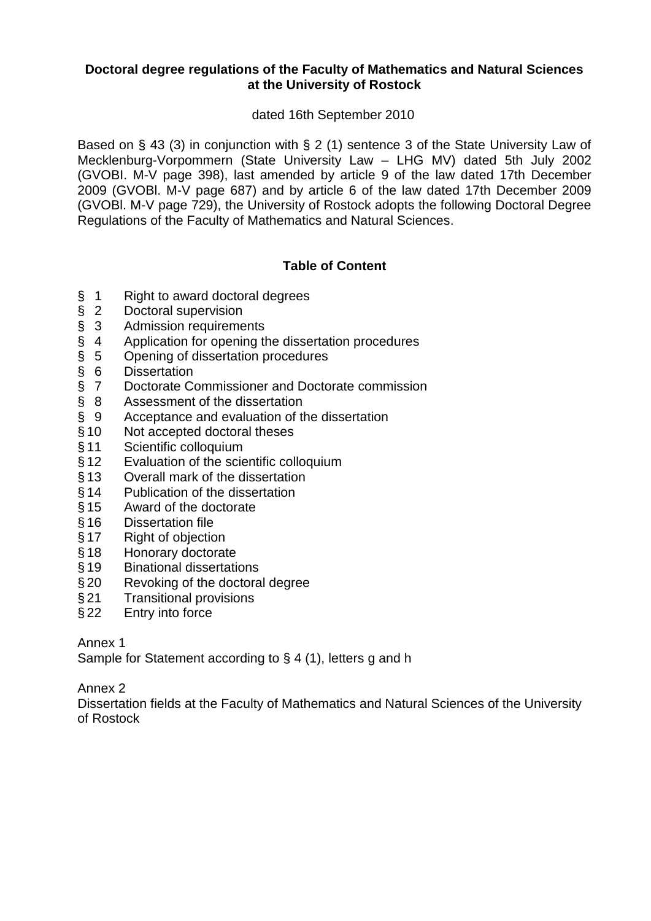# Doctoral degree regulations of the Faculty of Mathematics and Natural Sciences at the University of Rostock

dated 16th September 2010

Based on § 43 (3) in conjunction with § 2 (1) sentence 3 of the State University Law of Mecklenburg-Vorpommern (State University Law – LHG MV) dated 5th July 2002 (GVOBI. M-V page 398), last amended by article 9 of the law dated 17th December 2009 (GVOBl. M-V page 687) and by article 6 of the law dated 17th December 2009 (GVOBl. M-V page 729), the University of Rostock adopts the following Doctoral Degree Regulations of the Faculty of Mathematics and Natural Sciences.

## Table of Content

- § 1 Right to award doctoral degrees
- § 2 Doctoral supervision
- § 3 Admission requirements
- § 4 Application for opening the dissertation procedures
- § 5 Opening of dissertation procedures
- § 6 Dissertation
- § 7 Doctorate Commissioner and Doctorate commission
- § 8 Assessment of the dissertation
- § 9 Acceptance and evaluation of the dissertation
- § 10 Not accepted doctoral theses
- § 11 Scientific colloquium
- § 12 Evaluation of the scientific colloquium
- § 13 Overall mark of the dissertation
- § 14 Publication of the dissertation
- § 15 Award of the doctorate
- § 16 Dissertation file
- § 17 Right of objection
- § 18 Honorary doctorate
- § 19 Binational dissertations
- § 20 Revoking of the doctoral degree
- § 21 Transitional provisions
- § 22 Entry into force

Annex 1
Sample for Statement according to § 4 (1), letters g and h

Annex 2
Dissertation fields at the Faculty of Mathematics and Natural Sciences of the University of Rostock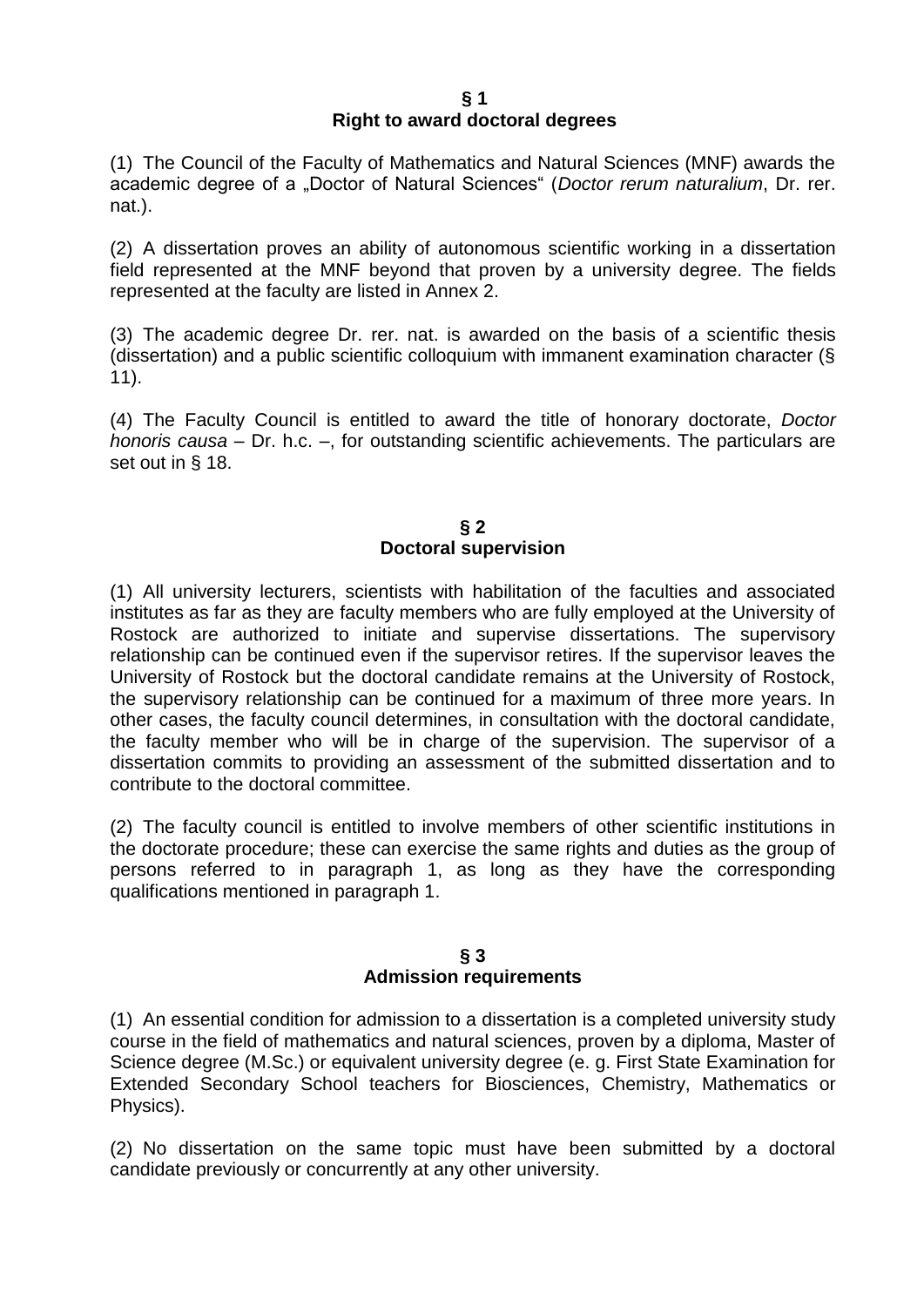## § 1
## Right to award doctoral degrees

(1) The Council of the Faculty of Mathematics and Natural Sciences (MNF) awards the academic degree of a „Doctor of Natural Sciences“ (*Doctor rerum naturalium*, Dr. rer. nat.).

(2) A dissertation proves an ability of autonomous scientific working in a dissertation field represented at the MNF beyond that proven by a university degree. The fields represented at the faculty are listed in Annex 2.

(3) The academic degree Dr. rer. nat. is awarded on the basis of a scientific thesis (dissertation) and a public scientific colloquium with immanent examination character (§ 11).

(4) The Faculty Council is entitled to award the title of honorary doctorate, *Doctor honoris causa* – Dr. h.c. –, for outstanding scientific achievements. The particulars are set out in § 18.

## § 2
## Doctoral supervision

(1) All university lecturers, scientists with habilitation of the faculties and associated institutes as far as they are faculty members who are fully employed at the University of Rostock are authorized to initiate and supervise dissertations. The supervisory relationship can be continued even if the supervisor retires. If the supervisor leaves the University of Rostock but the doctoral candidate remains at the University of Rostock, the supervisory relationship can be continued for a maximum of three more years. In other cases, the faculty council determines, in consultation with the doctoral candidate, the faculty member who will be in charge of the supervision. The supervisor of a dissertation commits to providing an assessment of the submitted dissertation and to contribute to the doctoral committee.

(2) The faculty council is entitled to involve members of other scientific institutions in the doctorate procedure; these can exercise the same rights and duties as the group of persons referred to in paragraph 1, as long as they have the corresponding qualifications mentioned in paragraph 1.

## § 3
## Admission requirements

(1) An essential condition for admission to a dissertation is a completed university study course in the field of mathematics and natural sciences, proven by a diploma, Master of Science degree (M.Sc.) or equivalent university degree (e. g. First State Examination for Extended Secondary School teachers for Biosciences, Chemistry, Mathematics or Physics).

(2) No dissertation on the same topic must have been submitted by a doctoral candidate previously or concurrently at any other university.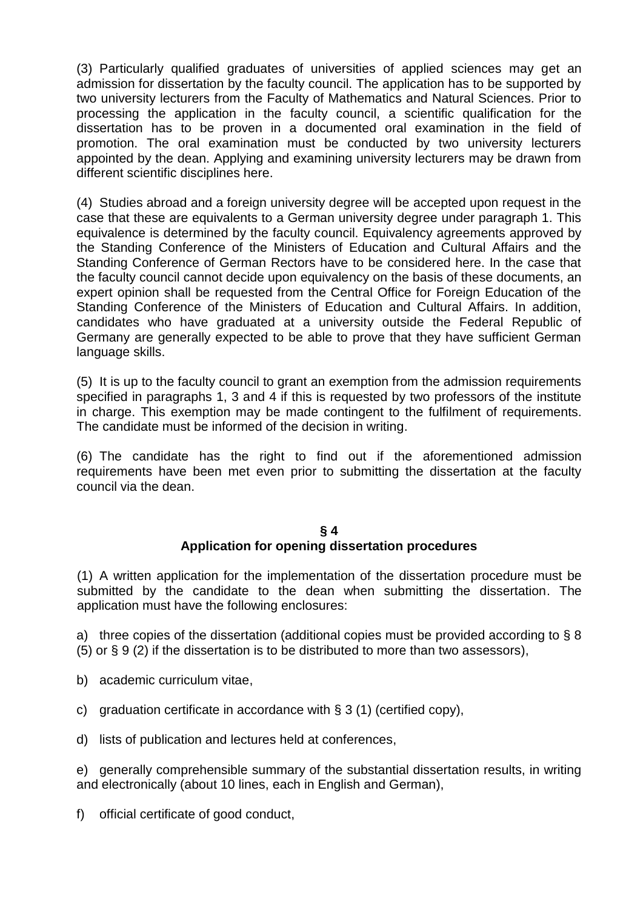(3) Particularly qualified graduates of universities of applied sciences may get an admission for dissertation by the faculty council. The application has to be supported by two university lecturers from the Faculty of Mathematics and Natural Sciences. Prior to processing the application in the faculty council, a scientific qualification for the dissertation has to be proven in a documented oral examination in the field of promotion. The oral examination must be conducted by two university lecturers appointed by the dean. Applying and examining university lecturers may be drawn from different scientific disciplines here.

(4) Studies abroad and a foreign university degree will be accepted upon request in the case that these are equivalents to a German university degree under paragraph 1. This equivalence is determined by the faculty council. Equivalency agreements approved by the Standing Conference of the Ministers of Education and Cultural Affairs and the Standing Conference of German Rectors have to be considered here. In the case that the faculty council cannot decide upon equivalency on the basis of these documents, an expert opinion shall be requested from the Central Office for Foreign Education of the Standing Conference of the Ministers of Education and Cultural Affairs. In addition, candidates who have graduated at a university outside the Federal Republic of Germany are generally expected to be able to prove that they have sufficient German language skills.

(5) It is up to the faculty council to grant an exemption from the admission requirements specified in paragraphs 1, 3 and 4 if this is requested by two professors of the institute in charge. This exemption may be made contingent to the fulfilment of requirements. The candidate must be informed of the decision in writing.

(6) The candidate has the right to find out if the aforementioned admission requirements have been met even prior to submitting the dissertation at the faculty council via the dean.

## § 4
## Application for opening dissertation procedures

(1) A written application for the implementation of the dissertation procedure must be submitted by the candidate to the dean when submitting the dissertation. The application must have the following enclosures:

a) three copies of the dissertation (additional copies must be provided according to § 8 (5) or § 9 (2) if the dissertation is to be distributed to more than two assessors),

b) academic curriculum vitae,

c) graduation certificate in accordance with § 3 (1) (certified copy),

d) lists of publication and lectures held at conferences,

e) generally comprehensible summary of the substantial dissertation results, in writing and electronically (about 10 lines, each in English and German),

f) official certificate of good conduct,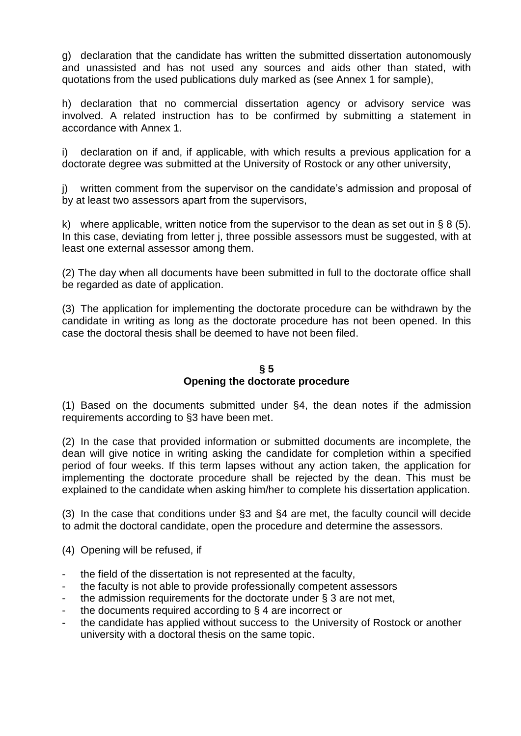g) declaration that the candidate has written the submitted dissertation autonomously and unassisted and has not used any sources and aids other than stated, with quotations from the used publications duly marked as (see Annex 1 for sample),

h) declaration that no commercial dissertation agency or advisory service was involved. A related instruction has to be confirmed by submitting a statement in accordance with Annex 1.

i) declaration on if and, if applicable, with which results a previous application for a doctorate degree was submitted at the University of Rostock or any other university,

j) written comment from the supervisor on the candidate's admission and proposal of by at least two assessors apart from the supervisors,

k) where applicable, written notice from the supervisor to the dean as set out in § 8 (5). In this case, deviating from letter j, three possible assessors must be suggested, with at least one external assessor among them.

(2) The day when all documents have been submitted in full to the doctorate office shall be regarded as date of application.

(3) The application for implementing the doctorate procedure can be withdrawn by the candidate in writing as long as the doctorate procedure has not been opened. In this case the doctoral thesis shall be deemed to have not been filed.

## § 5
## Opening the doctorate procedure

(1) Based on the documents submitted under §4, the dean notes if the admission requirements according to §3 have been met.

(2) In the case that provided information or submitted documents are incomplete, the dean will give notice in writing asking the candidate for completion within a specified period of four weeks. If this term lapses without any action taken, the application for implementing the doctorate procedure shall be rejected by the dean. This must be explained to the candidate when asking him/her to complete his dissertation application.

(3) In the case that conditions under §3 and §4 are met, the faculty council will decide to admit the doctoral candidate, open the procedure and determine the assessors.

(4) Opening will be refused, if

- the field of the dissertation is not represented at the faculty,
- the faculty is not able to provide professionally competent assessors
- the admission requirements for the doctorate under § 3 are not met,
- the documents required according to § 4 are incorrect or
- the candidate has applied without success to the University of Rostock or another university with a doctoral thesis on the same topic.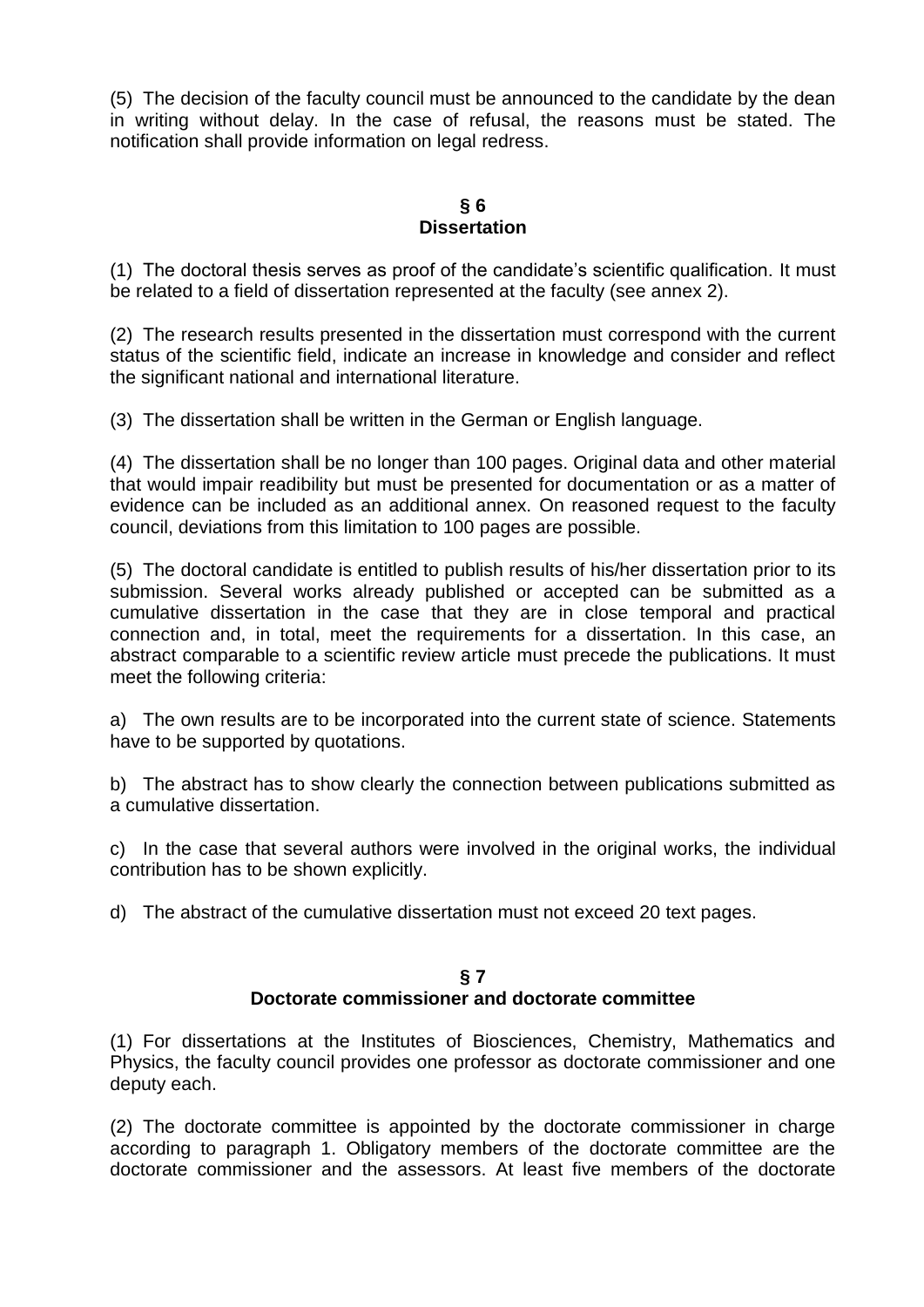(5) The decision of the faculty council must be announced to the candidate by the dean in writing without delay. In the case of refusal, the reasons must be stated. The notification shall provide information on legal redress.

## § 6
## Dissertation

(1) The doctoral thesis serves as proof of the candidate's scientific qualification. It must be related to a field of dissertation represented at the faculty (see annex 2).

(2) The research results presented in the dissertation must correspond with the current status of the scientific field, indicate an increase in knowledge and consider and reflect the significant national and international literature.

(3) The dissertation shall be written in the German or English language.

(4) The dissertation shall be no longer than 100 pages. Original data and other material that would impair readibility but must be presented for documentation or as a matter of evidence can be included as an additional annex. On reasoned request to the faculty council, deviations from this limitation to 100 pages are possible.

(5) The doctoral candidate is entitled to publish results of his/her dissertation prior to its submission. Several works already published or accepted can be submitted as a cumulative dissertation in the case that they are in close temporal and practical connection and, in total, meet the requirements for a dissertation. In this case, an abstract comparable to a scientific review article must precede the publications. It must meet the following criteria:

a) The own results are to be incorporated into the current state of science. Statements have to be supported by quotations.

b) The abstract has to show clearly the connection between publications submitted as a cumulative dissertation.

c) In the case that several authors were involved in the original works, the individual contribution has to be shown explicitly.

d) The abstract of the cumulative dissertation must not exceed 20 text pages.

## § 7
## Doctorate commissioner and doctorate committee

(1) For dissertations at the Institutes of Biosciences, Chemistry, Mathematics and Physics, the faculty council provides one professor as doctorate commissioner and one deputy each.

(2) The doctorate committee is appointed by the doctorate commissioner in charge according to paragraph 1. Obligatory members of the doctorate committee are the doctorate commissioner and the assessors. At least five members of the doctorate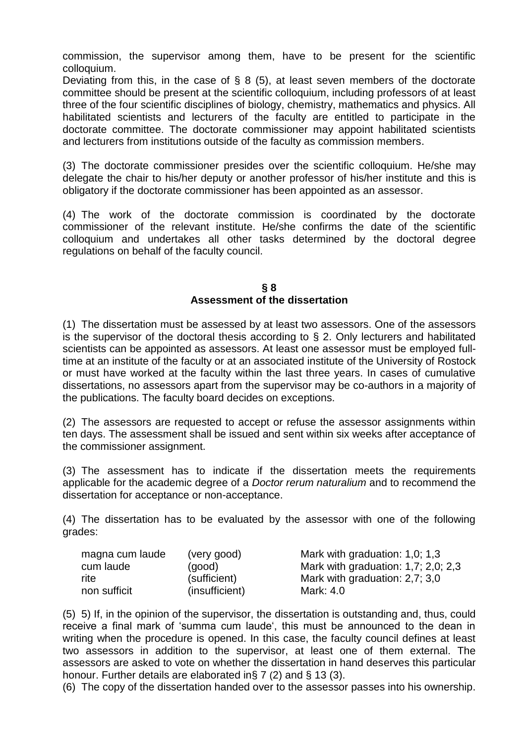commission, the supervisor among them, have to be present for the scientific colloquium.
Deviating from this, in the case of § 8 (5), at least seven members of the doctorate committee should be present at the scientific colloquium, including professors of at least three of the four scientific disciplines of biology, chemistry, mathematics and physics. All habilitated scientists and lecturers of the faculty are entitled to participate in the doctorate committee. The doctorate commissioner may appoint habilitated scientists and lecturers from institutions outside of the faculty as commission members.

(3) The doctorate commissioner presides over the scientific colloquium. He/she may delegate the chair to his/her deputy or another professor of his/her institute and this is obligatory if the doctorate commissioner has been appointed as an assessor.

(4) The work of the doctorate commission is coordinated by the doctorate commissioner of the relevant institute. He/she confirms the date of the scientific colloquium and undertakes all other tasks determined by the doctoral degree regulations on behalf of the faculty council.

## § 8
## Assessment of the dissertation

(1) The dissertation must be assessed by at least two assessors. One of the assessors is the supervisor of the doctoral thesis according to § 2. Only lecturers and habilitated scientists can be appointed as assessors. At least one assessor must be employed full-time at an institute of the faculty or at an associated institute of the University of Rostock or must have worked at the faculty within the last three years. In cases of cumulative dissertations, no assessors apart from the supervisor may be co-authors in a majority of the publications. The faculty board decides on exceptions.

(2) The assessors are requested to accept or refuse the assessor assignments within ten days. The assessment shall be issued and sent within six weeks after acceptance of the commissioner assignment.

(3) The assessment has to indicate if the dissertation meets the requirements applicable for the academic degree of a *Doctor rerum naturalium* and to recommend the dissertation for acceptance or non-acceptance.

(4) The dissertation has to be evaluated by the assessor with one of the following grades:

| | | |
|---|---|---|
| magna cum laude | (very good) | Mark with graduation: 1,0; 1,3 |
| cum laude | (good) | Mark with graduation: 1,7; 2,0; 2,3 |
| rite | (sufficient) | Mark with graduation: 2,7; 3,0 |
| non sufficit | (insufficient) | Mark: 4.0 |

(5) 5) If, in the opinion of the supervisor, the dissertation is outstanding and, thus, could receive a final mark of 'summa cum laude', this must be announced to the dean in writing when the procedure is opened. In this case, the faculty council defines at least two assessors in addition to the supervisor, at least one of them external. The assessors are asked to vote on whether the dissertation in hand deserves this particular honour. Further details are elaborated in§ 7 (2) and § 13 (3).
(6) The copy of the dissertation handed over to the assessor passes into his ownership.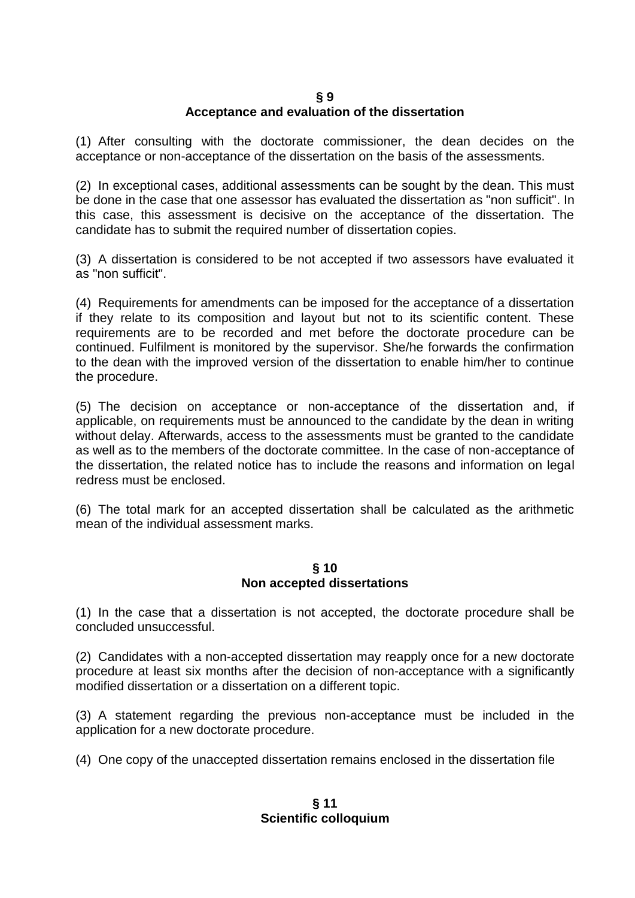## § 9
## Acceptance and evaluation of the dissertation

(1) After consulting with the doctorate commissioner, the dean decides on the acceptance or non-acceptance of the dissertation on the basis of the assessments.

(2) In exceptional cases, additional assessments can be sought by the dean. This must be done in the case that one assessor has evaluated the dissertation as "non sufficit". In this case, this assessment is decisive on the acceptance of the dissertation. The candidate has to submit the required number of dissertation copies.

(3) A dissertation is considered to be not accepted if two assessors have evaluated it as "non sufficit".

(4) Requirements for amendments can be imposed for the acceptance of a dissertation if they relate to its composition and layout but not to its scientific content. These requirements are to be recorded and met before the doctorate procedure can be continued. Fulfilment is monitored by the supervisor. She/he forwards the confirmation to the dean with the improved version of the dissertation to enable him/her to continue the procedure.

(5) The decision on acceptance or non-acceptance of the dissertation and, if applicable, on requirements must be announced to the candidate by the dean in writing without delay. Afterwards, access to the assessments must be granted to the candidate as well as to the members of the doctorate committee. In the case of non-acceptance of the dissertation, the related notice has to include the reasons and information on legal redress must be enclosed.

(6) The total mark for an accepted dissertation shall be calculated as the arithmetic mean of the individual assessment marks.

## § 10
## Non accepted dissertations

(1) In the case that a dissertation is not accepted, the doctorate procedure shall be concluded unsuccessful.

(2) Candidates with a non-accepted dissertation may reapply once for a new doctorate procedure at least six months after the decision of non-acceptance with a significantly modified dissertation or a dissertation on a different topic.

(3) A statement regarding the previous non-acceptance must be included in the application for a new doctorate procedure.

(4) One copy of the unaccepted dissertation remains enclosed in the dissertation file

## § 11
## Scientific colloquium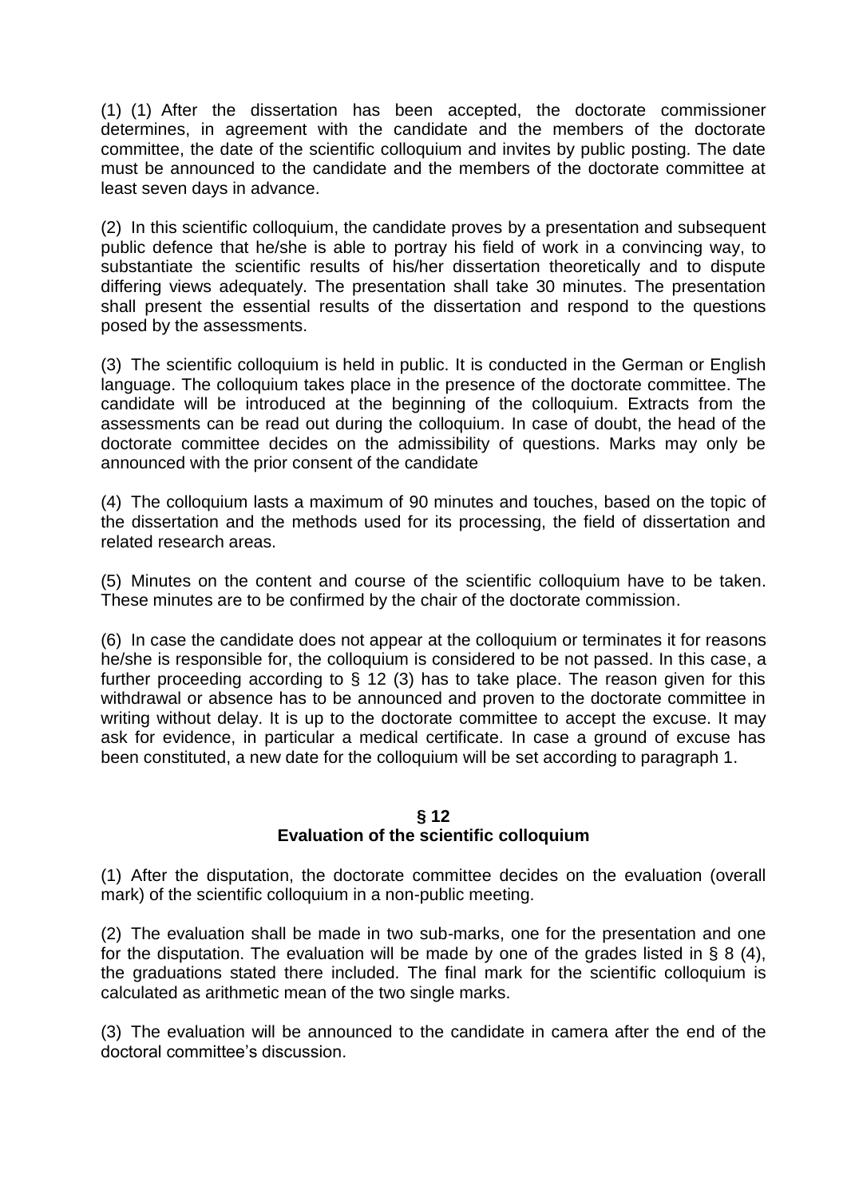(1) (1) After the dissertation has been accepted, the doctorate commissioner determines, in agreement with the candidate and the members of the doctorate committee, the date of the scientific colloquium and invites by public posting. The date must be announced to the candidate and the members of the doctorate committee at least seven days in advance.

(2) In this scientific colloquium, the candidate proves by a presentation and subsequent public defence that he/she is able to portray his field of work in a convincing way, to substantiate the scientific results of his/her dissertation theoretically and to dispute differing views adequately. The presentation shall take 30 minutes. The presentation shall present the essential results of the dissertation and respond to the questions posed by the assessments.

(3) The scientific colloquium is held in public. It is conducted in the German or English language. The colloquium takes place in the presence of the doctorate committee. The candidate will be introduced at the beginning of the colloquium. Extracts from the assessments can be read out during the colloquium. In case of doubt, the head of the doctorate committee decides on the admissibility of questions. Marks may only be announced with the prior consent of the candidate

(4) The colloquium lasts a maximum of 90 minutes and touches, based on the topic of the dissertation and the methods used for its processing, the field of dissertation and related research areas.

(5) Minutes on the content and course of the scientific colloquium have to be taken. These minutes are to be confirmed by the chair of the doctorate commission.

(6) In case the candidate does not appear at the colloquium or terminates it for reasons he/she is responsible for, the colloquium is considered to be not passed. In this case, a further proceeding according to § 12 (3) has to take place. The reason given for this withdrawal or absence has to be announced and proven to the doctorate committee in writing without delay. It is up to the doctorate committee to accept the excuse. It may ask for evidence, in particular a medical certificate. In case a ground of excuse has been constituted, a new date for the colloquium will be set according to paragraph 1.

## § 12
## Evaluation of the scientific colloquium

(1) After the disputation, the doctorate committee decides on the evaluation (overall mark) of the scientific colloquium in a non-public meeting.

(2) The evaluation shall be made in two sub-marks, one for the presentation and one for the disputation. The evaluation will be made by one of the grades listed in § 8 (4), the graduations stated there included. The final mark for the scientific colloquium is calculated as arithmetic mean of the two single marks.

(3) The evaluation will be announced to the candidate in camera after the end of the doctoral committee's discussion.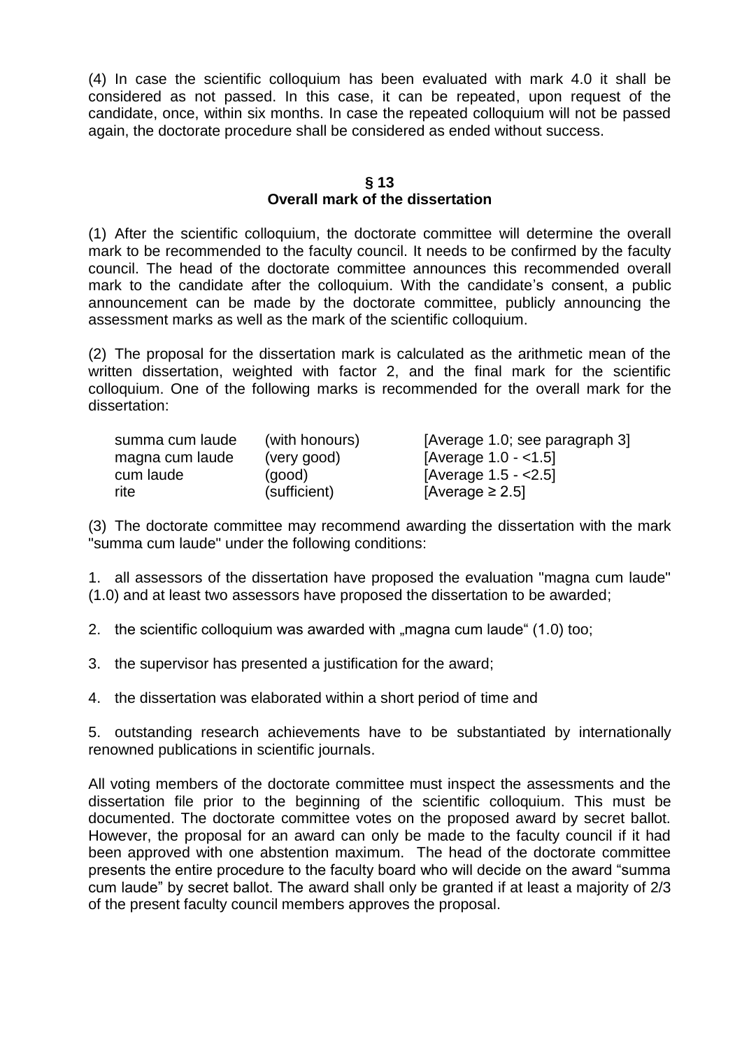(4) In case the scientific colloquium has been evaluated with mark 4.0 it shall be considered as not passed. In this case, it can be repeated, upon request of the candidate, once, within six months. In case the repeated colloquium will not be passed again, the doctorate procedure shall be considered as ended without success.

## § 13
## Overall mark of the dissertation

(1) After the scientific colloquium, the doctorate committee will determine the overall mark to be recommended to the faculty council. It needs to be confirmed by the faculty council. The head of the doctorate committee announces this recommended overall mark to the candidate after the colloquium. With the candidate's consent, a public announcement can be made by the doctorate committee, publicly announcing the assessment marks as well as the mark of the scientific colloquium.

(2) The proposal for the dissertation mark is calculated as the arithmetic mean of the written dissertation, weighted with factor 2, and the final mark for the scientific colloquium. One of the following marks is recommended for the overall mark for the dissertation:

| | | |
|---|---|---|
| summa cum laude | (with honours) | [Average 1.0; see paragraph 3] |
| magna cum laude | (very good) | [Average 1.0 - <1.5] |
| cum laude | (good) | [Average 1.5 - <2.5] |
| rite | (sufficient) | [Average ≥ 2.5] |

(3) The doctorate committee may recommend awarding the dissertation with the mark "summa cum laude" under the following conditions:

1. all assessors of the dissertation have proposed the evaluation "magna cum laude" (1.0) and at least two assessors have proposed the dissertation to be awarded;

2. the scientific colloquium was awarded with „magna cum laude" (1.0) too;

3. the supervisor has presented a justification for the award;

4. the dissertation was elaborated within a short period of time and

5. outstanding research achievements have to be substantiated by internationally renowned publications in scientific journals.

All voting members of the doctorate committee must inspect the assessments and the dissertation file prior to the beginning of the scientific colloquium. This must be documented. The doctorate committee votes on the proposed award by secret ballot. However, the proposal for an award can only be made to the faculty council if it had been approved with one abstention maximum. The head of the doctorate committee presents the entire procedure to the faculty board who will decide on the award "summa cum laude" by secret ballot. The award shall only be granted if at least a majority of 2/3 of the present faculty council members approves the proposal.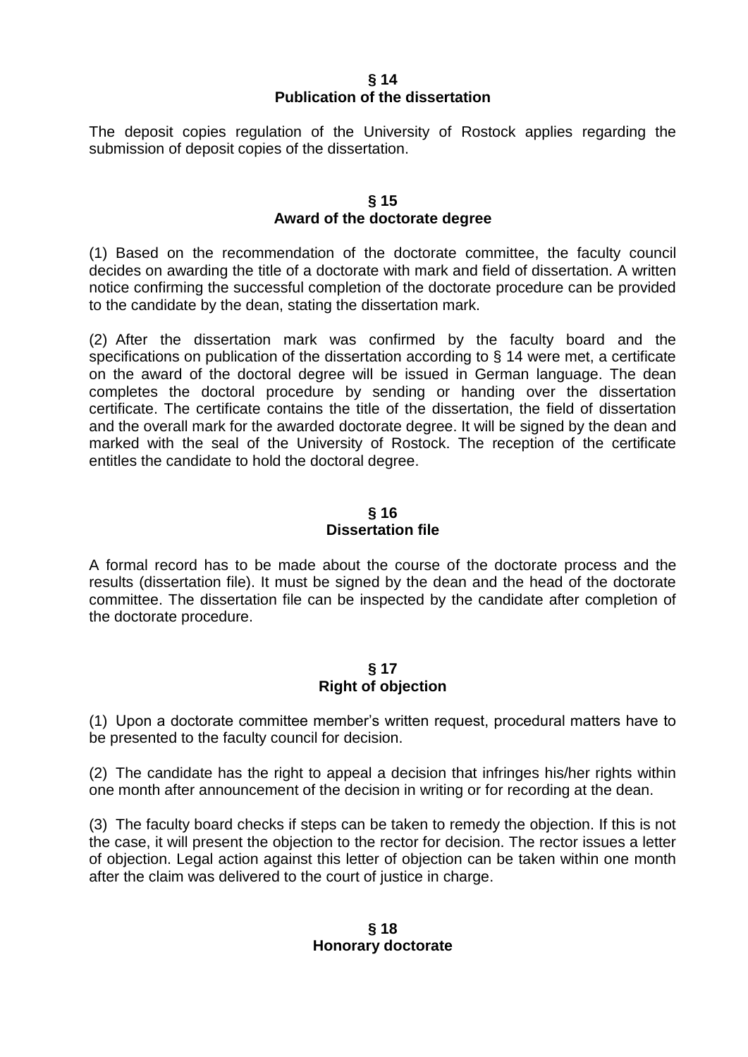## § 14
## Publication of the dissertation

The deposit copies regulation of the University of Rostock applies regarding the submission of deposit copies of the dissertation.

## § 15
## Award of the doctorate degree

(1) Based on the recommendation of the doctorate committee, the faculty council decides on awarding the title of a doctorate with mark and field of dissertation. A written notice confirming the successful completion of the doctorate procedure can be provided to the candidate by the dean, stating the dissertation mark.

(2) After the dissertation mark was confirmed by the faculty board and the specifications on publication of the dissertation according to § 14 were met, a certificate on the award of the doctoral degree will be issued in German language. The dean completes the doctoral procedure by sending or handing over the dissertation certificate. The certificate contains the title of the dissertation, the field of dissertation and the overall mark for the awarded doctorate degree. It will be signed by the dean and marked with the seal of the University of Rostock. The reception of the certificate entitles the candidate to hold the doctoral degree.

## § 16
## Dissertation file

A formal record has to be made about the course of the doctorate process and the results (dissertation file). It must be signed by the dean and the head of the doctorate committee. The dissertation file can be inspected by the candidate after completion of the doctorate procedure.

## § 17
## Right of objection

(1) Upon a doctorate committee member's written request, procedural matters have to be presented to the faculty council for decision.

(2) The candidate has the right to appeal a decision that infringes his/her rights within one month after announcement of the decision in writing or for recording at the dean.

(3) The faculty board checks if steps can be taken to remedy the objection. If this is not the case, it will present the objection to the rector for decision. The rector issues a letter of objection. Legal action against this letter of objection can be taken within one month after the claim was delivered to the court of justice in charge.

## § 18
## Honorary doctorate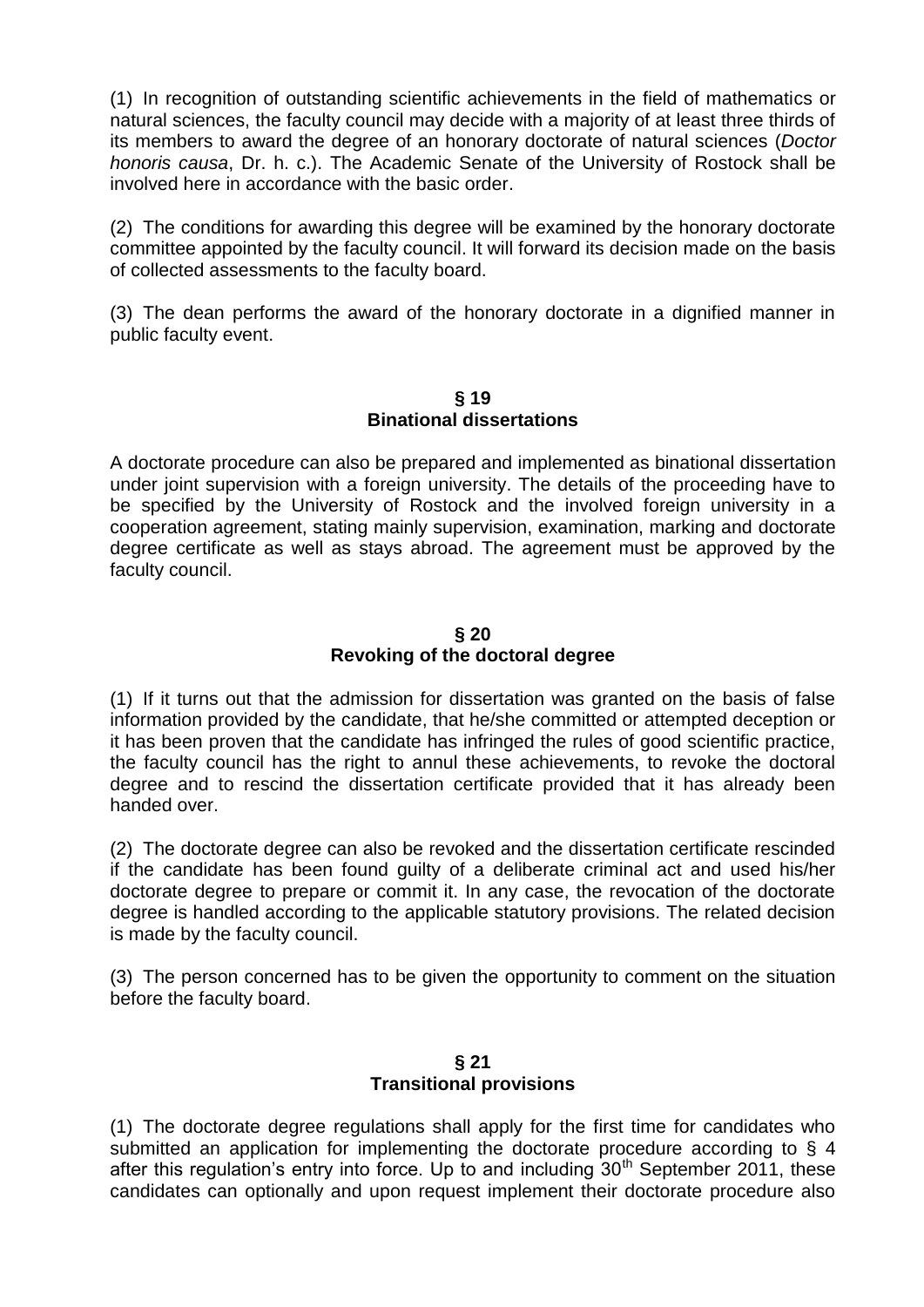(1) In recognition of outstanding scientific achievements in the field of mathematics or natural sciences, the faculty council may decide with a majority of at least three thirds of its members to award the degree of an honorary doctorate of natural sciences (*Doctor honoris causa*, Dr. h. c.). The Academic Senate of the University of Rostock shall be involved here in accordance with the basic order.

(2) The conditions for awarding this degree will be examined by the honorary doctorate committee appointed by the faculty council. It will forward its decision made on the basis of collected assessments to the faculty board.

(3) The dean performs the award of the honorary doctorate in a dignified manner in public faculty event.

## § 19
## Binational dissertations

A doctorate procedure can also be prepared and implemented as binational dissertation under joint supervision with a foreign university. The details of the proceeding have to be specified by the University of Rostock and the involved foreign university in a cooperation agreement, stating mainly supervision, examination, marking and doctorate degree certificate as well as stays abroad. The agreement must be approved by the faculty council.

## § 20
## Revoking of the doctoral degree

(1) If it turns out that the admission for dissertation was granted on the basis of false information provided by the candidate, that he/she committed or attempted deception or it has been proven that the candidate has infringed the rules of good scientific practice, the faculty council has the right to annul these achievements, to revoke the doctoral degree and to rescind the dissertation certificate provided that it has already been handed over.

(2) The doctorate degree can also be revoked and the dissertation certificate rescinded if the candidate has been found guilty of a deliberate criminal act and used his/her doctorate degree to prepare or commit it. In any case, the revocation of the doctorate degree is handled according to the applicable statutory provisions. The related decision is made by the faculty council.

(3) The person concerned has to be given the opportunity to comment on the situation before the faculty board.

## § 21
## Transitional provisions

(1) The doctorate degree regulations shall apply for the first time for candidates who submitted an application for implementing the doctorate procedure according to § 4 after this regulation's entry into force. Up to and including 30th September 2011, these candidates can optionally and upon request implement their doctorate procedure also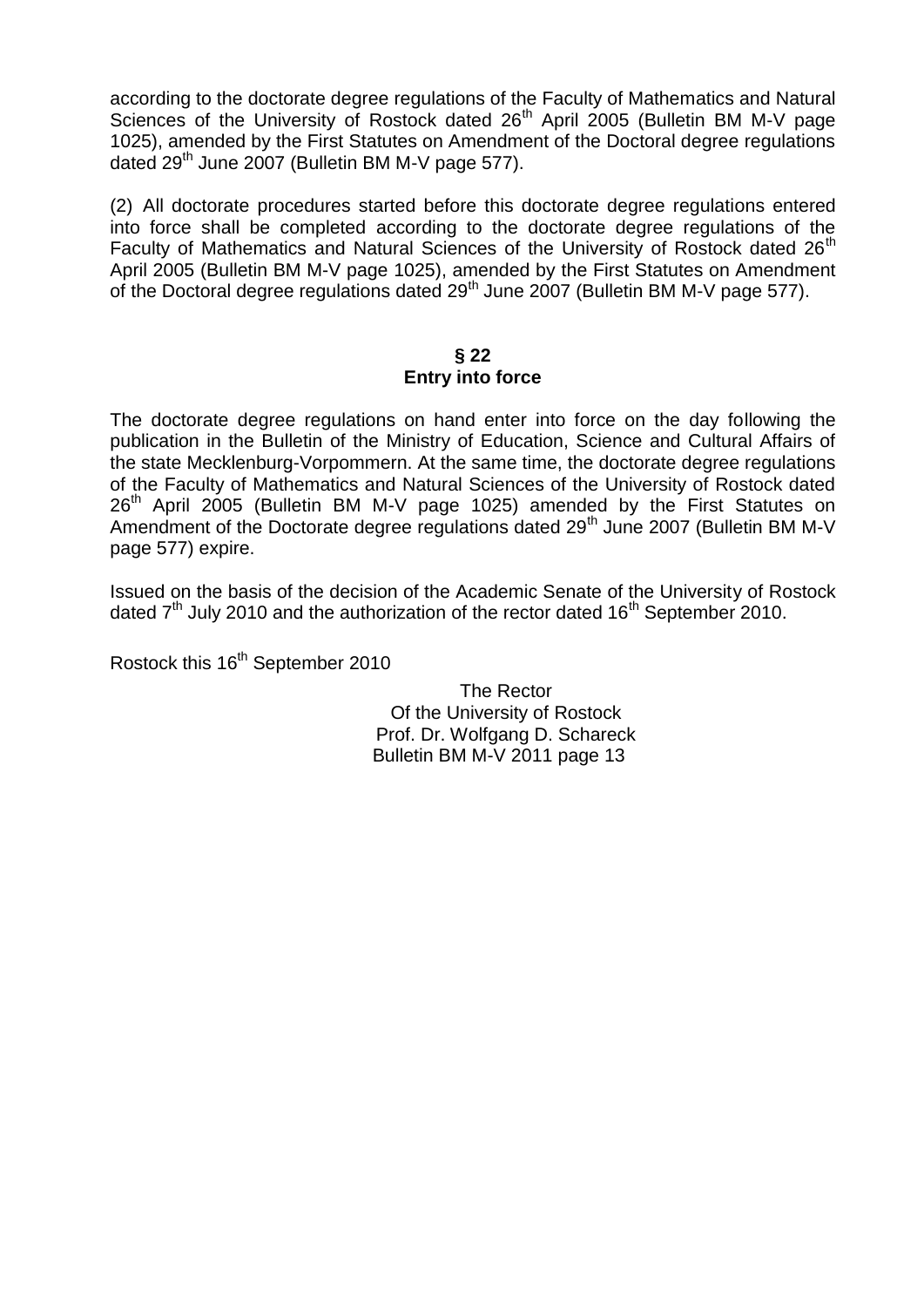according to the doctorate degree regulations of the Faculty of Mathematics and Natural Sciences of the University of Rostock dated 26th April 2005 (Bulletin BM M-V page 1025), amended by the First Statutes on Amendment of the Doctoral degree regulations dated 29th June 2007 (Bulletin BM M-V page 577).

(2) All doctorate procedures started before this doctorate degree regulations entered into force shall be completed according to the doctorate degree regulations of the Faculty of Mathematics and Natural Sciences of the University of Rostock dated 26th April 2005 (Bulletin BM M-V page 1025), amended by the First Statutes on Amendment of the Doctoral degree regulations dated 29th June 2007 (Bulletin BM M-V page 577).

## § 22
## Entry into force

The doctorate degree regulations on hand enter into force on the day following the publication in the Bulletin of the Ministry of Education, Science and Cultural Affairs of the state Mecklenburg-Vorpommern. At the same time, the doctorate degree regulations of the Faculty of Mathematics and Natural Sciences of the University of Rostock dated 26th April 2005 (Bulletin BM M-V page 1025) amended by the First Statutes on Amendment of the Doctorate degree regulations dated 29th June 2007 (Bulletin BM M-V page 577) expire.

Issued on the basis of the decision of the Academic Senate of the University of Rostock dated 7th July 2010 and the authorization of the rector dated 16th September 2010.

Rostock this 16th September 2010

The Rector
Of the University of Rostock
Prof. Dr. Wolfgang D. Schareck
Bulletin BM M-V 2011 page 13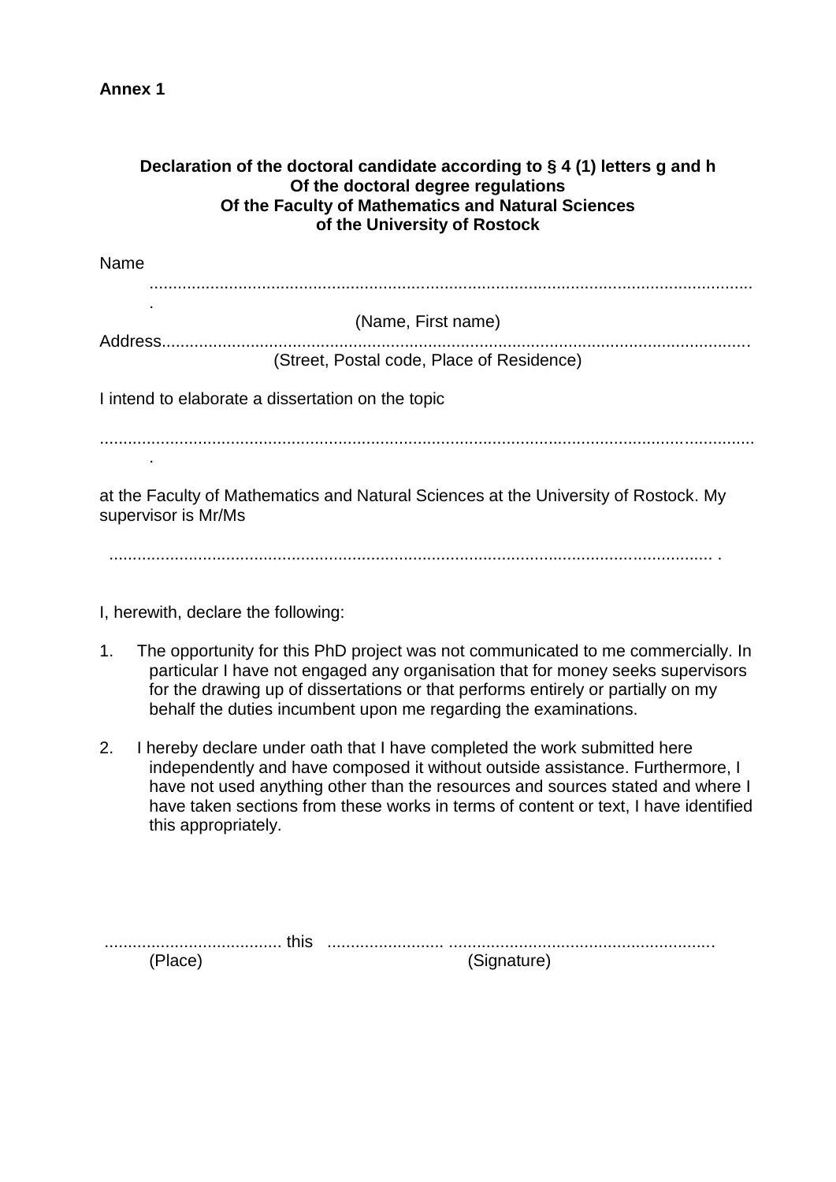**Annex 1**

**Declaration of the doctoral candidate according to § 4 (1) letters g and h  
Of the doctoral degree regulations  
Of the Faculty of Mathematics and Natural Sciences  
of the University of Rostock**

Name ......................................................................................................................................

(Name, First name)

Address....................................................................................................................................

(Street, Postal code, Place of Residence)

I intend to elaborate a dissertation on the topic

.............................................................................................................................................

at the Faculty of Mathematics and Natural Sciences at the University of Rostock. My supervisor is Mr/Ms

.................................................................................................................................. .

I, herewith, declare the following:

1. The opportunity for this PhD project was not communicated to me commercially. In particular I have not engaged any organisation that for money seeks supervisors for the drawing up of dissertations or that performs entirely or partially on my behalf the duties incumbent upon me regarding the examinations.

2. I hereby declare under oath that I have completed the work submitted here independently and have composed it without outside assistance. Furthermore, I have not used anything other than the resources and sources stated and where I have taken sections from these works in terms of content or text, I have identified this appropriately.

...................................... this ........................ ........................................................

(Place) (Signature)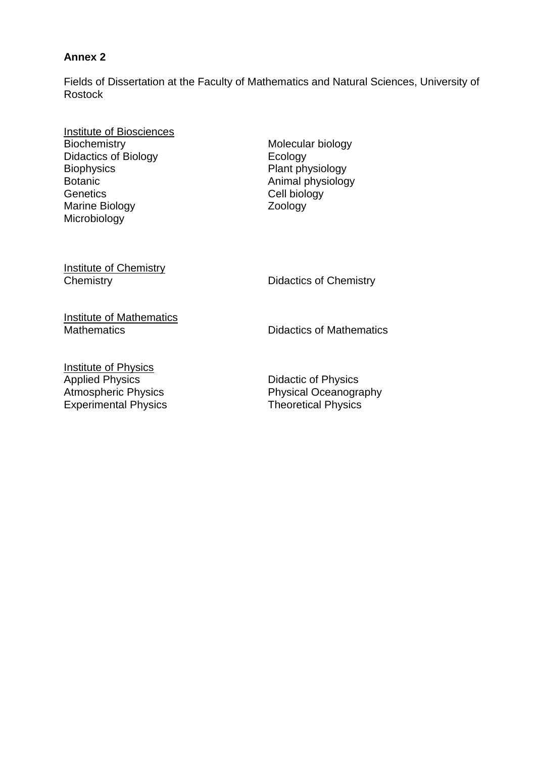**Annex 2**

Fields of Dissertation at the Faculty of Mathematics and Natural Sciences, University of Rostock

Institute of Biosciences

Biochemistry
Didactics of Biology
Biophysics
Botanic
Genetics
Marine Biology
Microbiology
Molecular biology
Ecology
Plant physiology
Animal physiology
Cell biology
Zoology

Institute of Chemistry

Chemistry
Didactics of Chemistry

Institute of Mathematics

Mathematics
Didactics of Mathematics

Institute of Physics

Applied Physics
Atmospheric Physics
Experimental Physics
Didactic of Physics
Physical Oceanography
Theoretical Physics